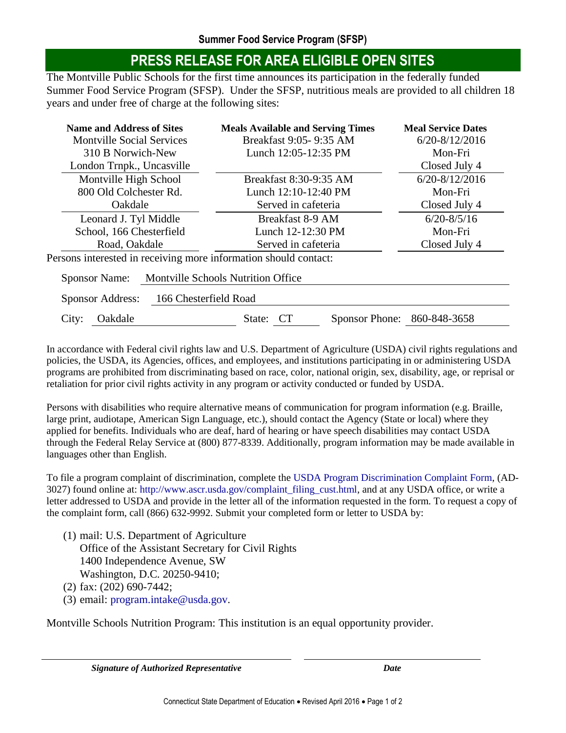## Summer Food Service Program (SFSP)

# PRESS RELEASE FOR AREA ELIGIBLE OPEN SITES

The Montville Public Schools for the first time announces its participation in the federally funded Summer Food Service Program (SFSP). Under the SFSP, nutritious meals are provided to all children 18 years and under free of charge at the following sites:

| Name and Address of Sites | Meals Available and Serving Times | Meal Service Dates |
|---|---|---|
| Montville Social Services 310 B Norwich-New London Trnpk., Uncasville | Breakfast 9:05- 9:35 AM Lunch 12:05-12:35 PM | 6/20-8/12/2016 Mon-Fri Closed July 4 |
| Montville High School 800 Old Colchester Rd. Oakdale | Breakfast 8:30-9:35 AM Lunch 12:10-12:40 PM Served in cafeteria | 6/20-8/12/2016 Mon-Fri Closed July 4 |
| Leonard J. Tyl Middle School, 166 Chesterfield Road, Oakdale | Breakfast 8-9 AM Lunch 12-12:30 PM Served in cafeteria | 6/20-8/5/16 Mon-Fri Closed July 4 |

Persons interested in receiving more information should contact:

Sponsor Name: Montville Schools Nutrition Office

Sponsor Address: 166 Chesterfield Road

City: Oakdale State: CT Sponsor Phone: 860-848-3658

In accordance with Federal civil rights law and U.S. Department of Agriculture (USDA) civil rights regulations and policies, the USDA, its Agencies, offices, and employees, and institutions participating in or administering USDA programs are prohibited from discriminating based on race, color, national origin, sex, disability, age, or reprisal or retaliation for prior civil rights activity in any program or activity conducted or funded by USDA.

Persons with disabilities who require alternative means of communication for program information (e.g. Braille, large print, audiotape, American Sign Language, etc.), should contact the Agency (State or local) where they applied for benefits. Individuals who are deaf, hard of hearing or have speech disabilities may contact USDA through the Federal Relay Service at (800) 877-8339. Additionally, program information may be made available in languages other than English.

To file a program complaint of discrimination, complete the USDA Program Discrimination Complaint Form, (AD-3027) found online at: http://www.ascr.usda.gov/complaint_filing_cust.html, and at any USDA office, or write a letter addressed to USDA and provide in the letter all of the information requested in the form. To request a copy of the complaint form, call (866) 632-9992. Submit your completed form or letter to USDA by:

(1) mail: U.S. Department of Agriculture
Office of the Assistant Secretary for Civil Rights
1400 Independence Avenue, SW
Washington, D.C. 20250-9410;
(2) fax: (202) 690-7442;
(3) email: program.intake@usda.gov.

Montville Schools Nutrition Program: This institution is an equal opportunity provider.

***Signature of Authorized Representative*** ***Date***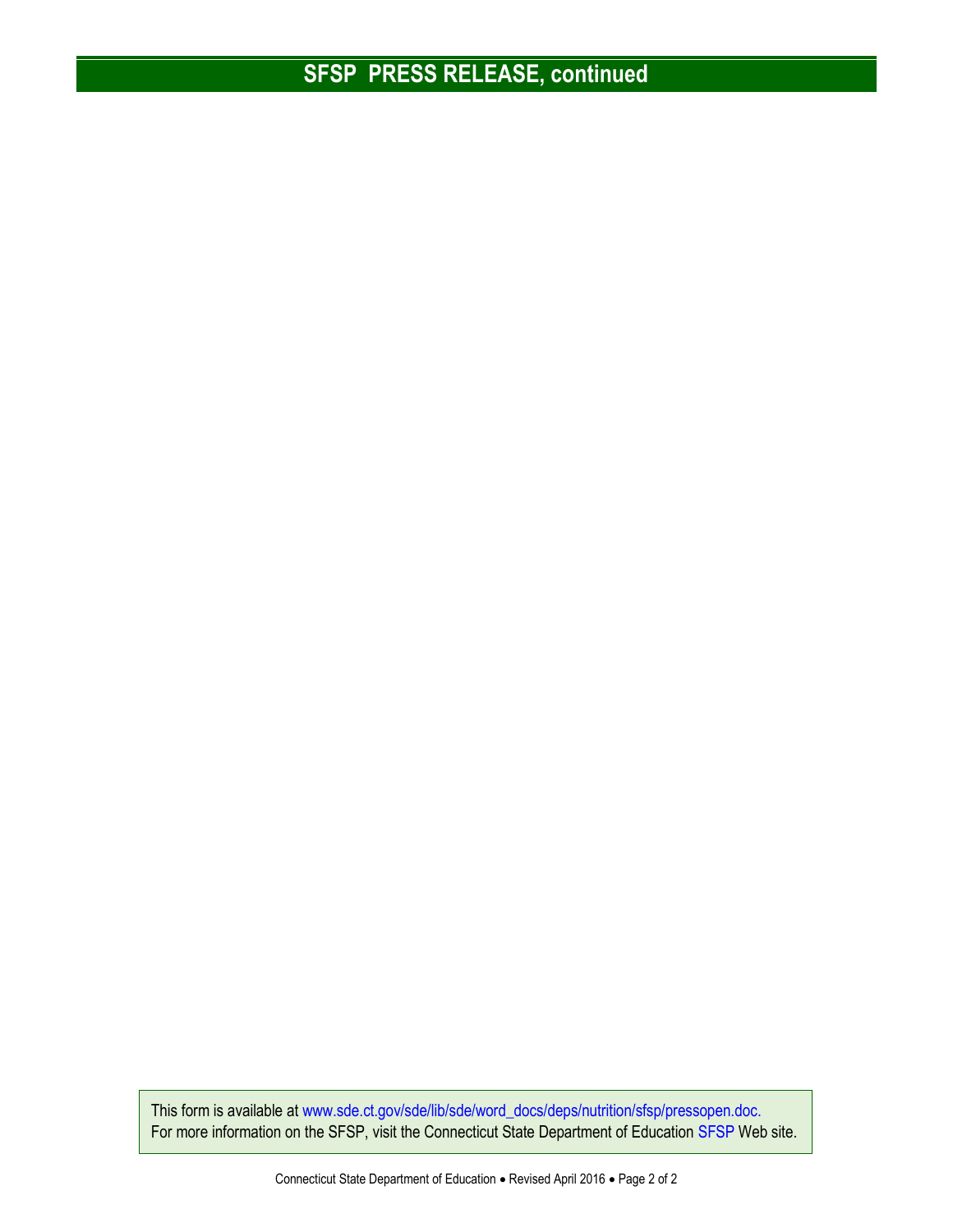# SFSP PRESS RELEASE, continued

This form is available at www.sde.ct.gov/sde/lib/sde/word_docs/deps/nutrition/sfsp/pressopen.doc.
For more information on the SFSP, visit the Connecticut State Department of Education SFSP Web site.